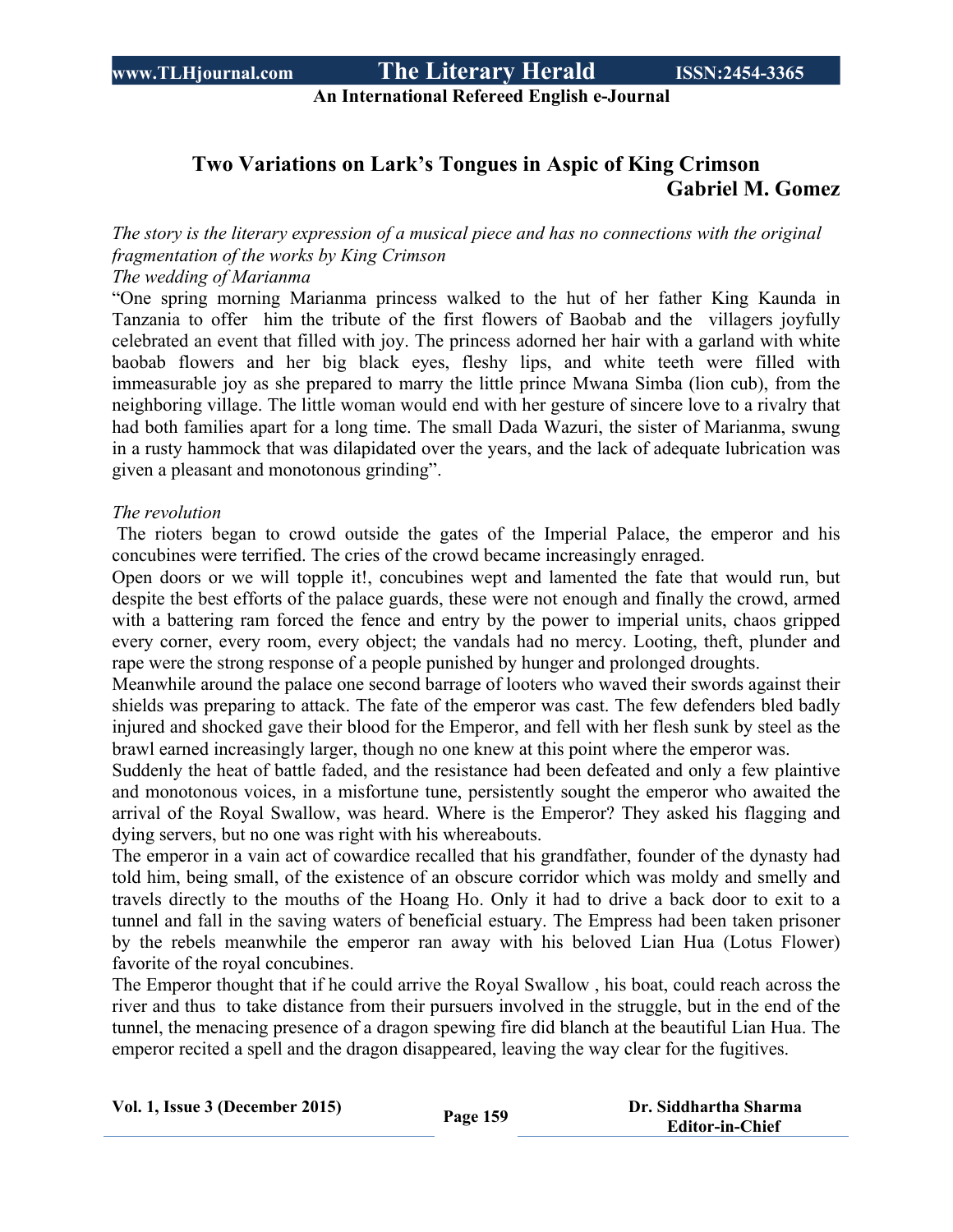# Two Variations on Lark's Tongues in Aspic of King Crimson

**Gabriel M. Gomez**

*The story is the literary expression of a musical piece and has no connections with the original fragmentation of the works by King Crimson*

*The wedding of Marianma*

"One spring morning Marianma princess walked to the hut of her father King Kaunda in Tanzania to offer him the tribute of the first flowers of Baobab and the villagers joyfully celebrated an event that filled with joy. The princess adorned her hair with a garland with white baobab flowers and her big black eyes, fleshy lips, and white teeth were filled with immeasurable joy as she prepared to marry the little prince Mwana Simba (lion cub), from the neighboring village. The little woman would end with her gesture of sincere love to a rivalry that had both families apart for a long time. The small Dada Wazuri, the sister of Marianma, swung in a rusty hammock that was dilapidated over the years, and the lack of adequate lubrication was given a pleasant and monotonous grinding".

*The revolution*

The rioters began to crowd outside the gates of the Imperial Palace, the emperor and his concubines were terrified. The cries of the crowd became increasingly enraged.

Open doors or we will topple it!, concubines wept and lamented the fate that would run, but despite the best efforts of the palace guards, these were not enough and finally the crowd, armed with a battering ram forced the fence and entry by the power to imperial units, chaos gripped every corner, every room, every object; the vandals had no mercy. Looting, theft, plunder and rape were the strong response of a people punished by hunger and prolonged droughts.

Meanwhile around the palace one second barrage of looters who waved their swords against their shields was preparing to attack. The fate of the emperor was cast. The few defenders bled badly injured and shocked gave their blood for the Emperor, and fell with her flesh sunk by steel as the brawl earned increasingly larger, though no one knew at this point where the emperor was.

Suddenly the heat of battle faded, and the resistance had been defeated and only a few plaintive and monotonous voices, in a misfortune tune, persistently sought the emperor who awaited the arrival of the Royal Swallow, was heard. Where is the Emperor? They asked his flagging and dying servers, but no one was right with his whereabouts.

The emperor in a vain act of cowardice recalled that his grandfather, founder of the dynasty had told him, being small, of the existence of an obscure corridor which was moldy and smelly and travels directly to the mouths of the Hoang Ho. Only it had to drive a back door to exit to a tunnel and fall in the saving waters of beneficial estuary. The Empress had been taken prisoner by the rebels meanwhile the emperor ran away with his beloved Lian Hua (Lotus Flower) favorite of the royal concubines.

The Emperor thought that if he could arrive the Royal Swallow , his boat, could reach across the river and thus to take distance from their pursuers involved in the struggle, but in the end of the tunnel, the menacing presence of a dragon spewing fire did blanch at the beautiful Lian Hua. The emperor recited a spell and the dragon disappeared, leaving the way clear for the fugitives.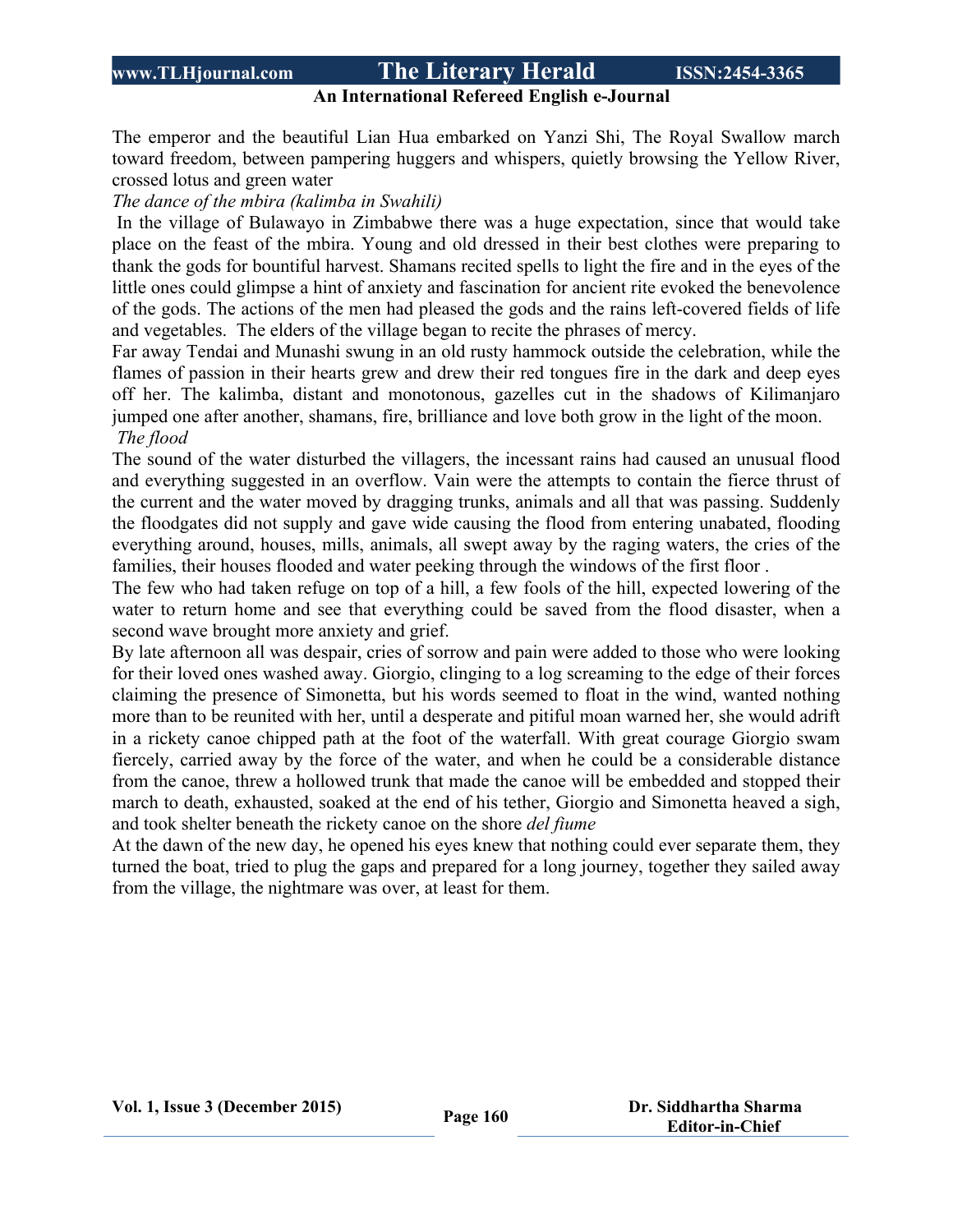The emperor and the beautiful Lian Hua embarked on Yanzi Shi, The Royal Swallow march toward freedom, between pampering huggers and whispers, quietly browsing the Yellow River, crossed lotus and green water

*The dance of the mbira (kalimba in Swahili)*

In the village of Bulawayo in Zimbabwe there was a huge expectation, since that would take place on the feast of the mbira. Young and old dressed in their best clothes were preparing to thank the gods for bountiful harvest. Shamans recited spells to light the fire and in the eyes of the little ones could glimpse a hint of anxiety and fascination for ancient rite evoked the benevolence of the gods. The actions of the men had pleased the gods and the rains left-covered fields of life and vegetables. The elders of the village began to recite the phrases of mercy.

Far away Tendai and Munashi swung in an old rusty hammock outside the celebration, while the flames of passion in their hearts grew and drew their red tongues fire in the dark and deep eyes off her. The kalimba, distant and monotonous, gazelles cut in the shadows of Kilimanjaro jumped one after another, shamans, fire, brilliance and love both grow in the light of the moon.

*The flood*

The sound of the water disturbed the villagers, the incessant rains had caused an unusual flood and everything suggested in an overflow. Vain were the attempts to contain the fierce thrust of the current and the water moved by dragging trunks, animals and all that was passing. Suddenly the floodgates did not supply and gave wide causing the flood from entering unabated, flooding everything around, houses, mills, animals, all swept away by the raging waters, the cries of the families, their houses flooded and water peeking through the windows of the first floor .

The few who had taken refuge on top of a hill, a few fools of the hill, expected lowering of the water to return home and see that everything could be saved from the flood disaster, when a second wave brought more anxiety and grief.

By late afternoon all was despair, cries of sorrow and pain were added to those who were looking for their loved ones washed away. Giorgio, clinging to a log screaming to the edge of their forces claiming the presence of Simonetta, but his words seemed to float in the wind, wanted nothing more than to be reunited with her, until a desperate and pitiful moan warned her, she would adrift in a rickety canoe chipped path at the foot of the waterfall. With great courage Giorgio swam fiercely, carried away by the force of the water, and when he could be a considerable distance from the canoe, threw a hollowed trunk that made the canoe will be embedded and stopped their march to death, exhausted, soaked at the end of his tether, Giorgio and Simonetta heaved a sigh, and took shelter beneath the rickety canoe on the shore *del fiume*

At the dawn of the new day, he opened his eyes knew that nothing could ever separate them, they turned the boat, tried to plug the gaps and prepared for a long journey, together they sailed away from the village, the nightmare was over, at least for them.